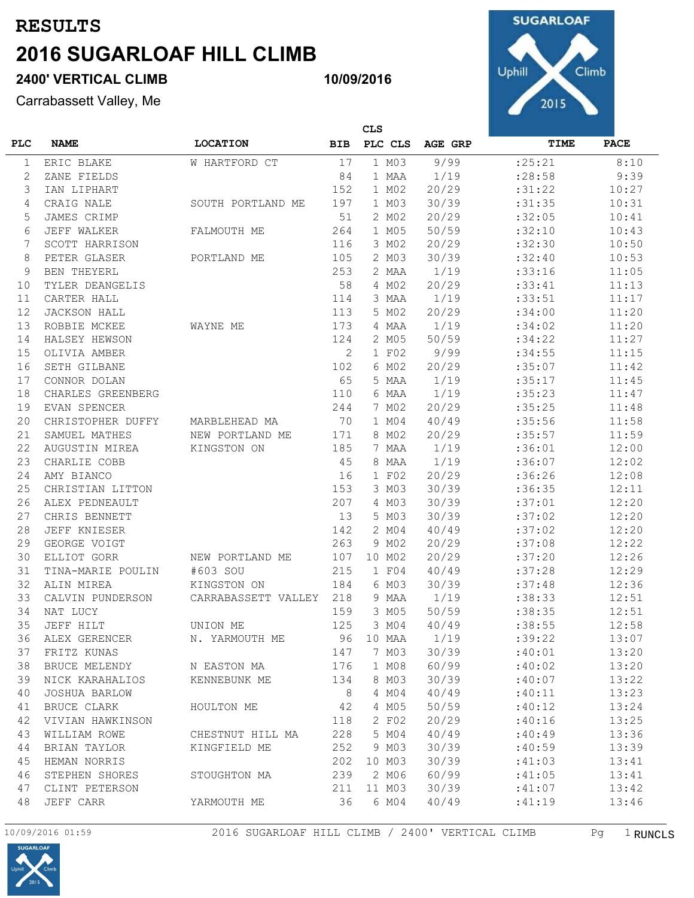# RESULTS

# 2016 SUGARLOAF HILL CLIMB

### 2400' VERTICAL CLIMB

**10/09/2016**

Carrabassett Valley, Me

| PLC | NAME | LOCATION | BIB | CLS PLC | CLS | AGE GRP | TIME | PACE |
|---|---|---|---|---|---|---|---|---|
| 1 | ERIC BLAKE | W HARTFORD CT | 17 | 1 | M03 | 9/99 | :25:21 | 8:10 |
| 2 | ZANE FIELDS | | 84 | 1 | MAA | 1/19 | :28:58 | 9:39 |
| 3 | IAN LIPHART | | 152 | 1 | M02 | 20/29 | :31:22 | 10:27 |
| 4 | CRAIG NALE | SOUTH PORTLAND ME | 197 | 1 | M03 | 30/39 | :31:35 | 10:31 |
| 5 | JAMES CRIMP | | 51 | 2 | M02 | 20/29 | :32:05 | 10:41 |
| 6 | JEFF WALKER | FALMOUTH ME | 264 | 1 | M05 | 50/59 | :32:10 | 10:43 |
| 7 | SCOTT HARRISON | | 116 | 3 | M02 | 20/29 | :32:30 | 10:50 |
| 8 | PETER GLASER | PORTLAND ME | 105 | 2 | M03 | 30/39 | :32:40 | 10:53 |
| 9 | BEN THEYERL | | 253 | 2 | MAA | 1/19 | :33:16 | 11:05 |
| 10 | TYLER DEANGELIS | | 58 | 4 | M02 | 20/29 | :33:41 | 11:13 |
| 11 | CARTER HALL | | 114 | 3 | MAA | 1/19 | :33:51 | 11:17 |
| 12 | JACKSON HALL | | 113 | 5 | M02 | 20/29 | :34:00 | 11:20 |
| 13 | ROBBIE MCKEE | WAYNE ME | 173 | 4 | MAA | 1/19 | :34:02 | 11:20 |
| 14 | HALSEY HEWSON | | 124 | 2 | M05 | 50/59 | :34:22 | 11:27 |
| 15 | OLIVIA AMBER | | 2 | 1 | F02 | 9/99 | :34:55 | 11:15 |
| 16 | SETH GILBANE | | 102 | 6 | M02 | 20/29 | :35:07 | 11:42 |
| 17 | CONNOR DOLAN | | 65 | 5 | MAA | 1/19 | :35:17 | 11:45 |
| 18 | CHARLES GREENBERG | | 110 | 6 | MAA | 1/19 | :35:23 | 11:47 |
| 19 | EVAN SPENCER | | 244 | 7 | M02 | 20/29 | :35:25 | 11:48 |
| 20 | CHRISTOPHER DUFFY | MARBLEHEAD MA | 70 | 1 | M04 | 40/49 | :35:56 | 11:58 |
| 21 | SAMUEL MATHES | NEW PORTLAND ME | 171 | 8 | M02 | 20/29 | :35:57 | 11:59 |
| 22 | AUGUSTIN MIREA | KINGSTON ON | 185 | 7 | MAA | 1/19 | :36:01 | 12:00 |
| 23 | CHARLIE COBB | | 45 | 8 | MAA | 1/19 | :36:07 | 12:02 |
| 24 | AMY BIANCO | | 16 | 1 | F02 | 20/29 | :36:26 | 12:08 |
| 25 | CHRISTIAN LITTON | | 153 | 3 | M03 | 30/39 | :36:35 | 12:11 |
| 26 | ALEX PEDNEAULT | | 207 | 4 | M03 | 30/39 | :37:01 | 12:20 |
| 27 | CHRIS BENNETT | | 13 | 5 | M03 | 30/39 | :37:02 | 12:20 |
| 28 | JEFF KNIESER | | 142 | 2 | M04 | 40/49 | :37:02 | 12:20 |
| 29 | GEORGE VOIGT | | 263 | 9 | M02 | 20/29 | :37:08 | 12:22 |
| 30 | ELLIOT GORR | NEW PORTLAND ME | 107 | 10 | M02 | 20/29 | :37:20 | 12:26 |
| 31 | TINA-MARIE POULIN | #603 SOU | 215 | 1 | F04 | 40/49 | :37:28 | 12:29 |
| 32 | ALIN MIREA | KINGSTON ON | 184 | 6 | M03 | 30/39 | :37:48 | 12:36 |
| 33 | CALVIN PUNDERSON | CARRABASSETT VALLEY | 218 | 9 | MAA | 1/19 | :38:33 | 12:51 |
| 34 | NAT LUCY | | 159 | 3 | M05 | 50/59 | :38:35 | 12:51 |
| 35 | JEFF HILT | UNION ME | 125 | 3 | M04 | 40/49 | :38:55 | 12:58 |
| 36 | ALEX GERENCER | N. YARMOUTH ME | 96 | 10 | MAA | 1/19 | :39:22 | 13:07 |
| 37 | FRITZ KUNAS | | 147 | 7 | M03 | 30/39 | :40:01 | 13:20 |
| 38 | BRUCE MELENDY | N EASTON MA | 176 | 1 | M08 | 60/99 | :40:02 | 13:20 |
| 39 | NICK KARAHALIOS | KENNEBUNK ME | 134 | 8 | M03 | 30/39 | :40:07 | 13:22 |
| 40 | JOSHUA BARLOW | | 8 | 4 | M04 | 40/49 | :40:11 | 13:23 |
| 41 | BRUCE CLARK | HOULTON ME | 42 | 4 | M05 | 50/59 | :40:12 | 13:24 |
| 42 | VIVIAN HAWKINSON | | 118 | 2 | F02 | 20/29 | :40:16 | 13:25 |
| 43 | WILLIAM ROWE | CHESTNUT HILL MA | 228 | 5 | M04 | 40/49 | :40:49 | 13:36 |
| 44 | BRIAN TAYLOR | KINGFIELD ME | 252 | 9 | M03 | 30/39 | :40:59 | 13:39 |
| 45 | HEMAN NORRIS | | 202 | 10 | M03 | 30/39 | :41:03 | 13:41 |
| 46 | STEPHEN SHORES | STOUGHTON MA | 239 | 2 | M06 | 60/99 | :41:05 | 13:41 |
| 47 | CLINT PETERSON | | 211 | 11 | M03 | 30/39 | :41:07 | 13:42 |
| 48 | JEFF CARR | YARMOUTH ME | 36 | 6 | M04 | 40/49 | :41:19 | 13:46 |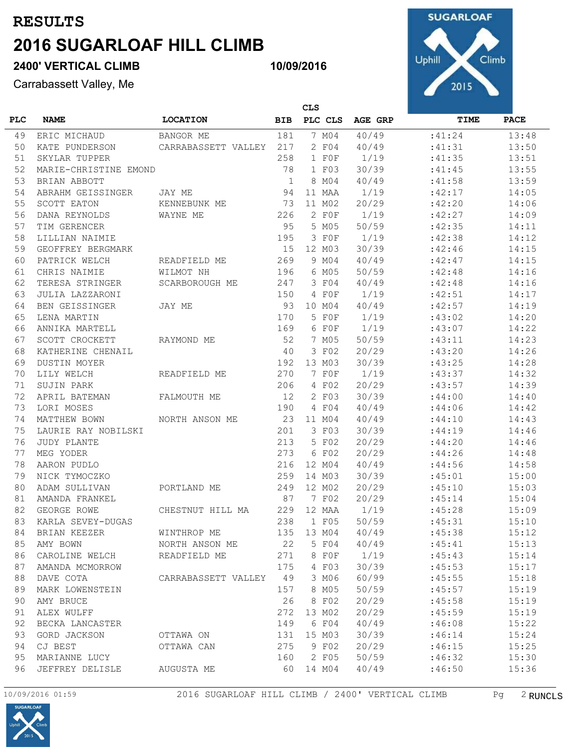# RESULTS

# 2016 SUGARLOAF HILL CLIMB

### 2400' VERTICAL CLIMB 10/09/2016

Carrabassett Valley, Me

| PLC | NAME | LOCATION | BIB | CLS PLC | CLS | AGE GRP | TIME | PACE |
|---|---|---|---|---|---|---|---|---|
| 49 | ERIC MICHAUD | BANGOR ME | 181 | 7 | M04 | 40/49 | :41:24 | 13:48 |
| 50 | KATE PUNDERSON | CARRABASSETT VALLEY | 217 | 2 | F04 | 40/49 | :41:31 | 13:50 |
| 51 | SKYLAR TUPPER | | 258 | 1 | F0F | 1/19 | :41:35 | 13:51 |
| 52 | MARIE-CHRISTINE EMOND | | 78 | 1 | F03 | 30/39 | :41:45 | 13:55 |
| 53 | BRIAN ABBOTT | | 1 | 8 | M04 | 40/49 | :41:58 | 13:59 |
| 54 | ABRAHM GEISSINGER | JAY ME | 94 | 11 | MAA | 1/19 | :42:17 | 14:05 |
| 55 | SCOTT EATON | KENNEBUNK ME | 73 | 11 | M02 | 20/29 | :42:20 | 14:06 |
| 56 | DANA REYNOLDS | WAYNE ME | 226 | 2 | F0F | 1/19 | :42:27 | 14:09 |
| 57 | TIM GERENCER | | 95 | 5 | M05 | 50/59 | :42:35 | 14:11 |
| 58 | LILLIAN NAIMIE | | 195 | 3 | F0F | 1/19 | :42:38 | 14:12 |
| 59 | GEOFFREY BERGMARK | | 15 | 12 | M03 | 30/39 | :42:46 | 14:15 |
| 60 | PATRICK WELCH | READFIELD ME | 269 | 9 | M04 | 40/49 | :42:47 | 14:15 |
| 61 | CHRIS NAIMIE | WILMOT NH | 196 | 6 | M05 | 50/59 | :42:48 | 14:16 |
| 62 | TERESA STRINGER | SCARBOROUGH ME | 247 | 3 | F04 | 40/49 | :42:48 | 14:16 |
| 63 | JULIA LAZZARONI | | 150 | 4 | F0F | 1/19 | :42:51 | 14:17 |
| 64 | BEN GEISSINGER | JAY ME | 93 | 10 | M04 | 40/49 | :42:57 | 14:19 |
| 65 | LENA MARTIN | | 170 | 5 | F0F | 1/19 | :43:02 | 14:20 |
| 66 | ANNIKA MARTELL | | 169 | 6 | F0F | 1/19 | :43:07 | 14:22 |
| 67 | SCOTT CROCKETT | RAYMOND ME | 52 | 7 | M05 | 50/59 | :43:11 | 14:23 |
| 68 | KATHERINE CHENAIL | | 40 | 3 | F02 | 20/29 | :43:20 | 14:26 |
| 69 | DUSTIN MOYER | | 192 | 13 | M03 | 30/39 | :43:25 | 14:28 |
| 70 | LILY WELCH | READFIELD ME | 270 | 7 | F0F | 1/19 | :43:37 | 14:32 |
| 71 | SUJIN PARK | | 206 | 4 | F02 | 20/29 | :43:57 | 14:39 |
| 72 | APRIL BATEMAN | FALMOUTH ME | 12 | 2 | F03 | 30/39 | :44:00 | 14:40 |
| 73 | LORI MOSES | | 190 | 4 | F04 | 40/49 | :44:06 | 14:42 |
| 74 | MATTHEW BOWN | NORTH ANSON ME | 23 | 11 | M04 | 40/49 | :44:10 | 14:43 |
| 75 | LAURIE RAY NOBILSKI | | 201 | 3 | F03 | 30/39 | :44:19 | 14:46 |
| 76 | JUDY PLANTE | | 213 | 5 | F02 | 20/29 | :44:20 | 14:46 |
| 77 | MEG YODER | | 273 | 6 | F02 | 20/29 | :44:26 | 14:48 |
| 78 | AARON PUDLO | | 216 | 12 | M04 | 40/49 | :44:56 | 14:58 |
| 79 | NICK TYMOCZKO | | 259 | 14 | M03 | 30/39 | :45:01 | 15:00 |
| 80 | ADAM SULLIVAN | PORTLAND ME | 249 | 12 | M02 | 20/29 | :45:10 | 15:03 |
| 81 | AMANDA FRANKEL | | 87 | 7 | F02 | 20/29 | :45:14 | 15:04 |
| 82 | GEORGE ROWE | CHESTNUT HILL MA | 229 | 12 | MAA | 1/19 | :45:28 | 15:09 |
| 83 | KARLA SEVEY-DUGAS | | 238 | 1 | F05 | 50/59 | :45:31 | 15:10 |
| 84 | BRIAN KEEZER | WINTHROP ME | 135 | 13 | M04 | 40/49 | :45:38 | 15:12 |
| 85 | AMY BOWN | NORTH ANSON ME | 22 | 5 | F04 | 40/49 | :45:41 | 15:13 |
| 86 | CAROLINE WELCH | READFIELD ME | 271 | 8 | F0F | 1/19 | :45:43 | 15:14 |
| 87 | AMANDA MCMORROW | | 175 | 4 | F03 | 30/39 | :45:53 | 15:17 |
| 88 | DAVE COTA | CARRABASSETT VALLEY | 49 | 3 | M06 | 60/99 | :45:55 | 15:18 |
| 89 | MARK LOWENSTEIN | | 157 | 8 | M05 | 50/59 | :45:57 | 15:19 |
| 90 | AMY BRUCE | | 26 | 8 | F02 | 20/29 | :45:58 | 15:19 |
| 91 | ALEX WULFF | | 272 | 13 | M02 | 20/29 | :45:59 | 15:19 |
| 92 | BECKA LANCASTER | | 149 | 6 | F04 | 40/49 | :46:08 | 15:22 |
| 93 | GORD JACKSON | OTTAWA ON | 131 | 15 | M03 | 30/39 | :46:14 | 15:24 |
| 94 | CJ BEST | OTTAWA CAN | 275 | 9 | F02 | 20/29 | :46:15 | 15:25 |
| 95 | MARIANNE LUCY | | 160 | 2 | F05 | 50/59 | :46:32 | 15:30 |
| 96 | JEFFREY DELISLE | AUGUSTA ME | 60 | 14 | M04 | 40/49 | :46:50 | 15:36 |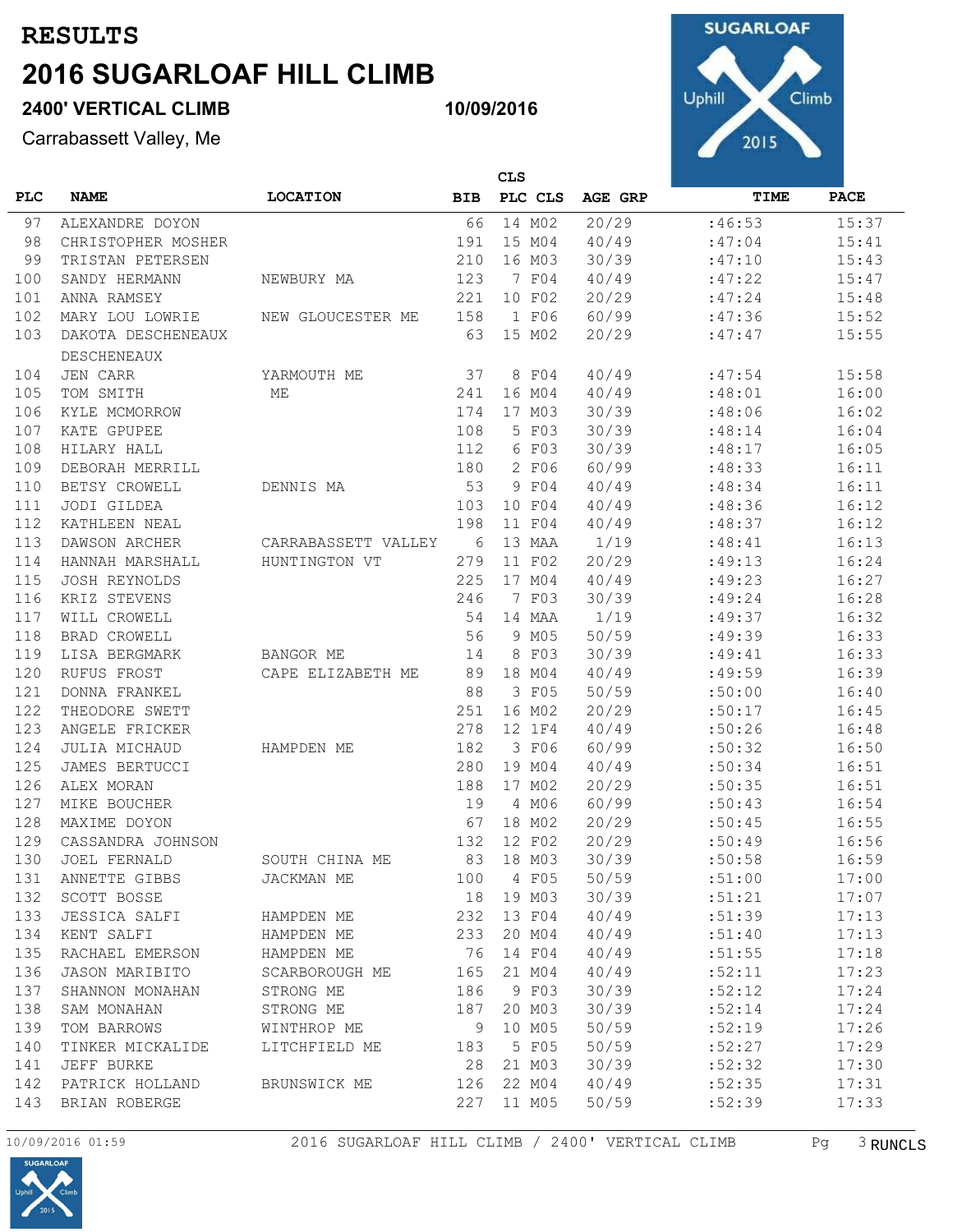# RESULTS

# 2016 SUGARLOAF HILL CLIMB

### 2400' VERTICAL CLIMB    10/09/2016

Carrabassett Valley, Me

| PLC | NAME | LOCATION | BIB | CLS PLC | CLS | AGE GRP | TIME | PACE |
|---|---|---|---|---|---|---|---|---|
| 97 | ALEXANDRE DOYON | | 66 | 14 | M02 | 20/29 | :46:53 | 15:37 |
| 98 | CHRISTOPHER MOSHER | | 191 | 15 | M04 | 40/49 | :47:04 | 15:41 |
| 99 | TRISTAN PETERSEN | | 210 | 16 | M03 | 30/39 | :47:10 | 15:43 |
| 100 | SANDY HERMANN | NEWBURY MA | 123 | 7 | F04 | 40/49 | :47:22 | 15:47 |
| 101 | ANNA RAMSEY | | 221 | 10 | F02 | 20/29 | :47:24 | 15:48 |
| 102 | MARY LOU LOWRIE | NEW GLOUCESTER ME | 158 | 1 | F06 | 60/99 | :47:36 | 15:52 |
| 103 | DAKOTA DESCHENEAUX DESCHENEAUX | | 63 | 15 | M02 | 20/29 | :47:47 | 15:55 |
| 104 | JEN CARR | YARMOUTH ME | 37 | 8 | F04 | 40/49 | :47:54 | 15:58 |
| 105 | TOM SMITH | ME | 241 | 16 | M04 | 40/49 | :48:01 | 16:00 |
| 106 | KYLE MCMORROW | | 174 | 17 | M03 | 30/39 | :48:06 | 16:02 |
| 107 | KATE GPUPEE | | 108 | 5 | F03 | 30/39 | :48:14 | 16:04 |
| 108 | HILARY HALL | | 112 | 6 | F03 | 30/39 | :48:17 | 16:05 |
| 109 | DEBORAH MERRILL | | 180 | 2 | F06 | 60/99 | :48:33 | 16:11 |
| 110 | BETSY CROWELL | DENNIS MA | 53 | 9 | F04 | 40/49 | :48:34 | 16:11 |
| 111 | JODI GILDEA | | 103 | 10 | F04 | 40/49 | :48:36 | 16:12 |
| 112 | KATHLEEN NEAL | | 198 | 11 | F04 | 40/49 | :48:37 | 16:12 |
| 113 | DAWSON ARCHER | CARRABASSETT VALLEY | 6 | 13 | MAA | 1/19 | :48:41 | 16:13 |
| 114 | HANNAH MARSHALL | HUNTINGTON VT | 279 | 11 | F02 | 20/29 | :49:13 | 16:24 |
| 115 | JOSH REYNOLDS | | 225 | 17 | M04 | 40/49 | :49:23 | 16:27 |
| 116 | KRIZ STEVENS | | 246 | 7 | F03 | 30/39 | :49:24 | 16:28 |
| 117 | WILL CROWELL | | 54 | 14 | MAA | 1/19 | :49:37 | 16:32 |
| 118 | BRAD CROWELL | | 56 | 9 | M05 | 50/59 | :49:39 | 16:33 |
| 119 | LISA BERGMARK | BANGOR ME | 14 | 8 | F03 | 30/39 | :49:41 | 16:33 |
| 120 | RUFUS FROST | CAPE ELIZABETH ME | 89 | 18 | M04 | 40/49 | :49:59 | 16:39 |
| 121 | DONNA FRANKEL | | 88 | 3 | F05 | 50/59 | :50:00 | 16:40 |
| 122 | THEODORE SWETT | | 251 | 16 | M02 | 20/29 | :50:17 | 16:45 |
| 123 | ANGELE FRICKER | | 278 | 12 | 1F4 | 40/49 | :50:26 | 16:48 |
| 124 | JULIA MICHAUD | HAMPDEN ME | 182 | 3 | F06 | 60/99 | :50:32 | 16:50 |
| 125 | JAMES BERTUCCI | | 280 | 19 | M04 | 40/49 | :50:34 | 16:51 |
| 126 | ALEX MORAN | | 188 | 17 | M02 | 20/29 | :50:35 | 16:51 |
| 127 | MIKE BOUCHER | | 19 | 4 | M06 | 60/99 | :50:43 | 16:54 |
| 128 | MAXIME DOYON | | 67 | 18 | M02 | 20/29 | :50:45 | 16:55 |
| 129 | CASSANDRA JOHNSON | | 132 | 12 | F02 | 20/29 | :50:49 | 16:56 |
| 130 | JOEL FERNALD | SOUTH CHINA ME | 83 | 18 | M03 | 30/39 | :50:58 | 16:59 |
| 131 | ANNETTE GIBBS | JACKMAN ME | 100 | 4 | F05 | 50/59 | :51:00 | 17:00 |
| 132 | SCOTT BOSSE | | 18 | 19 | M03 | 30/39 | :51:21 | 17:07 |
| 133 | JESSICA SALFI | HAMPDEN ME | 232 | 13 | F04 | 40/49 | :51:39 | 17:13 |
| 134 | KENT SALFI | HAMPDEN ME | 233 | 20 | M04 | 40/49 | :51:40 | 17:13 |
| 135 | RACHAEL EMERSON | HAMPDEN ME | 76 | 14 | F04 | 40/49 | :51:55 | 17:18 |
| 136 | JASON MARIBITO | SCARBOROUGH ME | 165 | 21 | M04 | 40/49 | :52:11 | 17:23 |
| 137 | SHANNON MONAHAN | STRONG ME | 186 | 9 | F03 | 30/39 | :52:12 | 17:24 |
| 138 | SAM MONAHAN | STRONG ME | 187 | 20 | M03 | 30/39 | :52:14 | 17:24 |
| 139 | TOM BARROWS | WINTHROP ME | 9 | 10 | M05 | 50/59 | :52:19 | 17:26 |
| 140 | TINKER MICKALIDE | LITCHFIELD ME | 183 | 5 | F05 | 50/59 | :52:27 | 17:29 |
| 141 | JEFF BURKE | | 28 | 21 | M03 | 30/39 | :52:32 | 17:30 |
| 142 | PATRICK HOLLAND | BRUNSWICK ME | 126 | 22 | M04 | 40/49 | :52:35 | 17:31 |
| 143 | BRIAN ROBERGE | | 227 | 11 | M05 | 50/59 | :52:39 | 17:33 |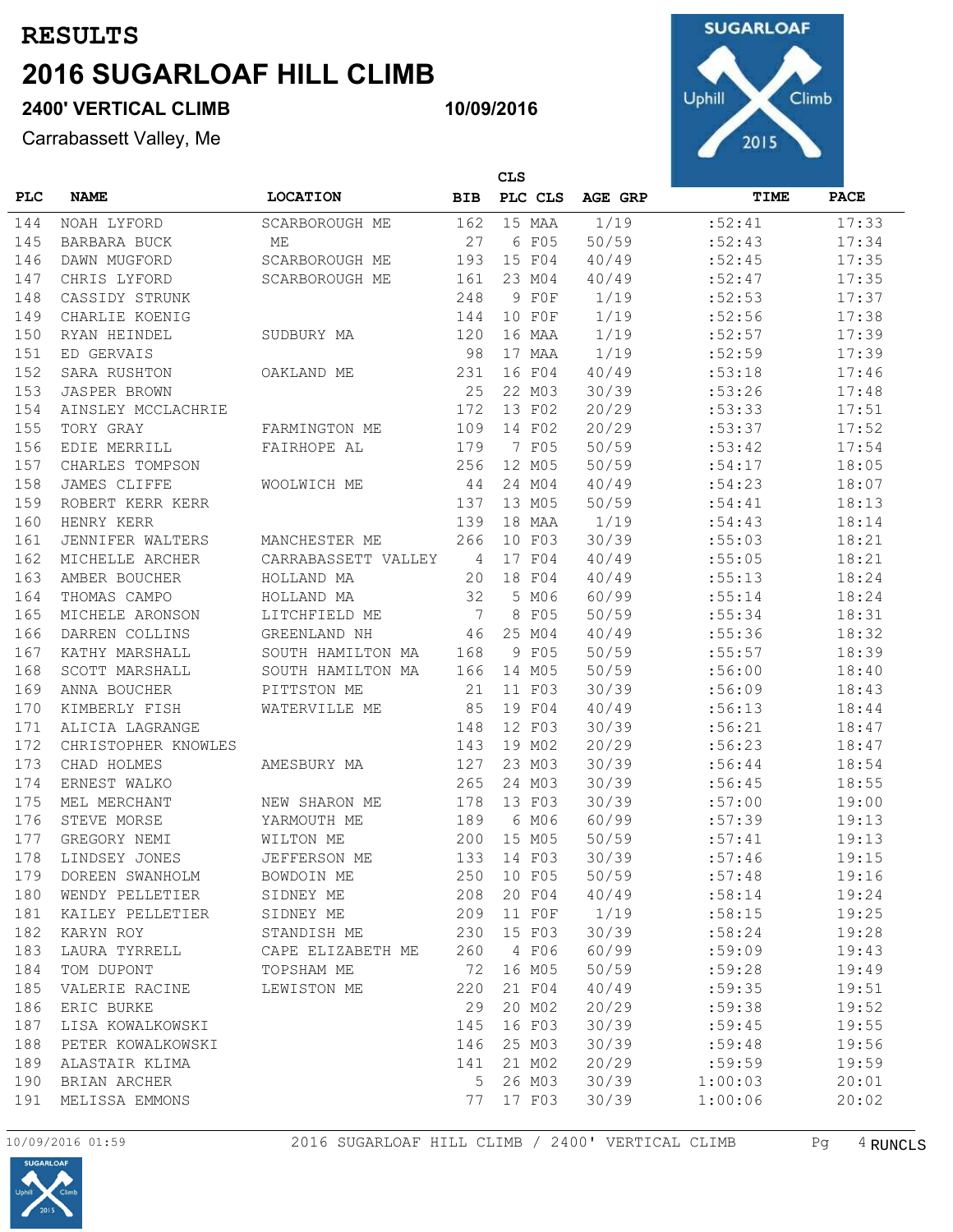# RESULTS

# 2016 SUGARLOAF HILL CLIMB

### 2400' VERTICAL CLIMB

**10/09/2016**

Carrabassett Valley, Me

| PLC | NAME | LOCATION | BIB | CLS PLC | CLS | AGE GRP | TIME | PACE |
|---|---|---|---|---|---|---|---|---|
| 144 | NOAH LYFORD | SCARBOROUGH ME | 162 | 15 | MAA | 1/19 | :52:41 | 17:33 |
| 145 | BARBARA BUCK | ME | 27 | 6 | F05 | 50/59 | :52:43 | 17:34 |
| 146 | DAWN MUGFORD | SCARBOROUGH ME | 193 | 15 | F04 | 40/49 | :52:45 | 17:35 |
| 147 | CHRIS LYFORD | SCARBOROUGH ME | 161 | 23 | M04 | 40/49 | :52:47 | 17:35 |
| 148 | CASSIDY STRUNK | | 248 | 9 | F0F | 1/19 | :52:53 | 17:37 |
| 149 | CHARLIE KOENIG | | 144 | 10 | F0F | 1/19 | :52:56 | 17:38 |
| 150 | RYAN HEINDEL | SUDBURY MA | 120 | 16 | MAA | 1/19 | :52:57 | 17:39 |
| 151 | ED GERVAIS | | 98 | 17 | MAA | 1/19 | :52:59 | 17:39 |
| 152 | SARA RUSHTON | OAKLAND ME | 231 | 16 | F04 | 40/49 | :53:18 | 17:46 |
| 153 | JASPER BROWN | | 25 | 22 | M03 | 30/39 | :53:26 | 17:48 |
| 154 | AINSLEY MCCLACHRIE | | 172 | 13 | F02 | 20/29 | :53:33 | 17:51 |
| 155 | TORY GRAY | FARMINGTON ME | 109 | 14 | F02 | 20/29 | :53:37 | 17:52 |
| 156 | EDIE MERRILL | FAIRHOPE AL | 179 | 7 | F05 | 50/59 | :53:42 | 17:54 |
| 157 | CHARLES TOMPSON | | 256 | 12 | M05 | 50/59 | :54:17 | 18:05 |
| 158 | JAMES CLIFFE | WOOLWICH ME | 44 | 24 | M04 | 40/49 | :54:23 | 18:07 |
| 159 | ROBERT KERR KERR | | 137 | 13 | M05 | 50/59 | :54:41 | 18:13 |
| 160 | HENRY KERR | | 139 | 18 | MAA | 1/19 | :54:43 | 18:14 |
| 161 | JENNIFER WALTERS | MANCHESTER ME | 266 | 10 | F03 | 30/39 | :55:03 | 18:21 |
| 162 | MICHELLE ARCHER | CARRABASSETT VALLEY | 4 | 17 | F04 | 40/49 | :55:05 | 18:21 |
| 163 | AMBER BOUCHER | HOLLAND MA | 20 | 18 | F04 | 40/49 | :55:13 | 18:24 |
| 164 | THOMAS CAMPO | HOLLAND MA | 32 | 5 | M06 | 60/99 | :55:14 | 18:24 |
| 165 | MICHELE ARONSON | LITCHFIELD ME | 7 | 8 | F05 | 50/59 | :55:34 | 18:31 |
| 166 | DARREN COLLINS | GREENLAND NH | 46 | 25 | M04 | 40/49 | :55:36 | 18:32 |
| 167 | KATHY MARSHALL | SOUTH HAMILTON MA | 168 | 9 | F05 | 50/59 | :55:57 | 18:39 |
| 168 | SCOTT MARSHALL | SOUTH HAMILTON MA | 166 | 14 | M05 | 50/59 | :56:00 | 18:40 |
| 169 | ANNA BOUCHER | PITTSTON ME | 21 | 11 | F03 | 30/39 | :56:09 | 18:43 |
| 170 | KIMBERLY FISH | WATERVILLE ME | 85 | 19 | F04 | 40/49 | :56:13 | 18:44 |
| 171 | ALICIA LAGRANGE | | 148 | 12 | F03 | 30/39 | :56:21 | 18:47 |
| 172 | CHRISTOPHER KNOWLES | | 143 | 19 | M02 | 20/29 | :56:23 | 18:47 |
| 173 | CHAD HOLMES | AMESBURY MA | 127 | 23 | M03 | 30/39 | :56:44 | 18:54 |
| 174 | ERNEST WALKO | | 265 | 24 | M03 | 30/39 | :56:45 | 18:55 |
| 175 | MEL MERCHANT | NEW SHARON ME | 178 | 13 | F03 | 30/39 | :57:00 | 19:00 |
| 176 | STEVE MORSE | YARMOUTH ME | 189 | 6 | M06 | 60/99 | :57:39 | 19:13 |
| 177 | GREGORY NEMI | WILTON ME | 200 | 15 | M05 | 50/59 | :57:41 | 19:13 |
| 178 | LINDSEY JONES | JEFFERSON ME | 133 | 14 | F03 | 30/39 | :57:46 | 19:15 |
| 179 | DOREEN SWANHOLM | BOWDOIN ME | 250 | 10 | F05 | 50/59 | :57:48 | 19:16 |
| 180 | WENDY PELLETIER | SIDNEY ME | 208 | 20 | F04 | 40/49 | :58:14 | 19:24 |
| 181 | KAILEY PELLETIER | SIDNEY ME | 209 | 11 | F0F | 1/19 | :58:15 | 19:25 |
| 182 | KARYN ROY | STANDISH ME | 230 | 15 | F03 | 30/39 | :58:24 | 19:28 |
| 183 | LAURA TYRRELL | CAPE ELIZABETH ME | 260 | 4 | F06 | 60/99 | :59:09 | 19:43 |
| 184 | TOM DUPONT | TOPSHAM ME | 72 | 16 | M05 | 50/59 | :59:28 | 19:49 |
| 185 | VALERIE RACINE | LEWISTON ME | 220 | 21 | F04 | 40/49 | :59:35 | 19:51 |
| 186 | ERIC BURKE | | 29 | 20 | M02 | 20/29 | :59:38 | 19:52 |
| 187 | LISA KOWALKOWSKI | | 145 | 16 | F03 | 30/39 | :59:45 | 19:55 |
| 188 | PETER KOWALKOWSKI | | 146 | 25 | M03 | 30/39 | :59:48 | 19:56 |
| 189 | ALASTAIR KLIMA | | 141 | 21 | M02 | 20/29 | :59:59 | 19:59 |
| 190 | BRIAN ARCHER | | 5 | 26 | M03 | 30/39 | 1:00:03 | 20:01 |
| 191 | MELISSA EMMONS | | 77 | 17 | F03 | 30/39 | 1:00:06 | 20:02 |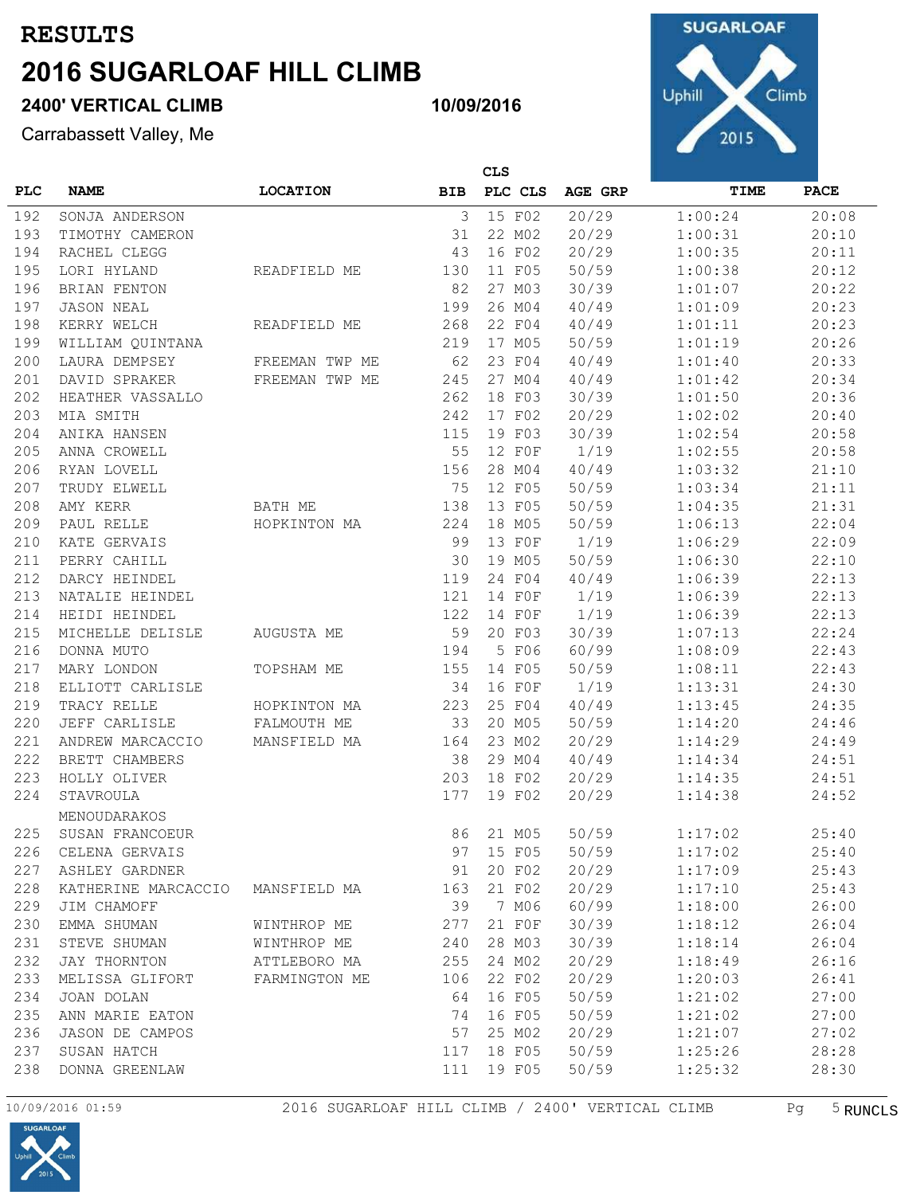# RESULTS

# 2016 SUGARLOAF HILL CLIMB

### 2400' VERTICAL CLIMB 10/09/2016

Carrabassett Valley, Me

| PLC | NAME | LOCATION | BIB | CLS PLC | CLS | AGE GRP | TIME | PACE |
|---|---|---|---|---|---|---|---|---|
| 192 | SONJA ANDERSON | | 3 | 15 | F02 | 20/29 | 1:00:24 | 20:08 |
| 193 | TIMOTHY CAMERON | | 31 | 22 | M02 | 20/29 | 1:00:31 | 20:10 |
| 194 | RACHEL CLEGG | | 43 | 16 | F02 | 20/29 | 1:00:35 | 20:11 |
| 195 | LORI HYLAND | READFIELD ME | 130 | 11 | F05 | 50/59 | 1:00:38 | 20:12 |
| 196 | BRIAN FENTON | | 82 | 27 | M03 | 30/39 | 1:01:07 | 20:22 |
| 197 | JASON NEAL | | 199 | 26 | M04 | 40/49 | 1:01:09 | 20:23 |
| 198 | KERRY WELCH | READFIELD ME | 268 | 22 | F04 | 40/49 | 1:01:11 | 20:23 |
| 199 | WILLIAM QUINTANA | | 219 | 17 | M05 | 50/59 | 1:01:19 | 20:26 |
| 200 | LAURA DEMPSEY | FREEMAN TWP ME | 62 | 23 | F04 | 40/49 | 1:01:40 | 20:33 |
| 201 | DAVID SPRAKER | FREEMAN TWP ME | 245 | 27 | M04 | 40/49 | 1:01:42 | 20:34 |
| 202 | HEATHER VASSALLO | | 262 | 18 | F03 | 30/39 | 1:01:50 | 20:36 |
| 203 | MIA SMITH | | 242 | 17 | F02 | 20/29 | 1:02:02 | 20:40 |
| 204 | ANIKA HANSEN | | 115 | 19 | F03 | 30/39 | 1:02:54 | 20:58 |
| 205 | ANNA CROWELL | | 55 | 12 | F0F | 1/19 | 1:02:55 | 20:58 |
| 206 | RYAN LOVELL | | 156 | 28 | M04 | 40/49 | 1:03:32 | 21:10 |
| 207 | TRUDY ELWELL | | 75 | 12 | F05 | 50/59 | 1:03:34 | 21:11 |
| 208 | AMY KERR | BATH ME | 138 | 13 | F05 | 50/59 | 1:04:35 | 21:31 |
| 209 | PAUL RELLE | HOPKINTON MA | 224 | 18 | M05 | 50/59 | 1:06:13 | 22:04 |
| 210 | KATE GERVAIS | | 99 | 13 | F0F | 1/19 | 1:06:29 | 22:09 |
| 211 | PERRY CAHILL | | 30 | 19 | M05 | 50/59 | 1:06:30 | 22:10 |
| 212 | DARCY HEINDEL | | 119 | 24 | F04 | 40/49 | 1:06:39 | 22:13 |
| 213 | NATALIE HEINDEL | | 121 | 14 | F0F | 1/19 | 1:06:39 | 22:13 |
| 214 | HEIDI HEINDEL | | 122 | 14 | F0F | 1/19 | 1:06:39 | 22:13 |
| 215 | MICHELLE DELISLE | AUGUSTA ME | 59 | 20 | F03 | 30/39 | 1:07:13 | 22:24 |
| 216 | DONNA MUTO | | 194 | 5 | F06 | 60/99 | 1:08:09 | 22:43 |
| 217 | MARY LONDON | TOPSHAM ME | 155 | 14 | F05 | 50/59 | 1:08:11 | 22:43 |
| 218 | ELLIOTT CARLISLE | | 34 | 16 | F0F | 1/19 | 1:13:31 | 24:30 |
| 219 | TRACY RELLE | HOPKINTON MA | 223 | 25 | F04 | 40/49 | 1:13:45 | 24:35 |
| 220 | JEFF CARLISLE | FALMOUTH ME | 33 | 20 | M05 | 50/59 | 1:14:20 | 24:46 |
| 221 | ANDREW MARCACCIO | MANSFIELD MA | 164 | 23 | M02 | 20/29 | 1:14:29 | 24:49 |
| 222 | BRETT CHAMBERS | | 38 | 29 | M04 | 40/49 | 1:14:34 | 24:51 |
| 223 | HOLLY OLIVER | | 203 | 18 | F02 | 20/29 | 1:14:35 | 24:51 |
| 224 | STAVROULA MENOUDARAKOS | | 177 | 19 | F02 | 20/29 | 1:14:38 | 24:52 |
| 225 | SUSAN FRANCOEUR | | 86 | 21 | M05 | 50/59 | 1:17:02 | 25:40 |
| 226 | CELENA GERVAIS | | 97 | 15 | F05 | 50/59 | 1:17:02 | 25:40 |
| 227 | ASHLEY GARDNER | | 91 | 20 | F02 | 20/29 | 1:17:09 | 25:43 |
| 228 | KATHERINE MARCACCIO | MANSFIELD MA | 163 | 21 | F02 | 20/29 | 1:17:10 | 25:43 |
| 229 | JIM CHAMOFF | | 39 | 7 | M06 | 60/99 | 1:18:00 | 26:00 |
| 230 | EMMA SHUMAN | WINTHROP ME | 277 | 21 | F0F | 30/39 | 1:18:12 | 26:04 |
| 231 | STEVE SHUMAN | WINTHROP ME | 240 | 28 | M03 | 30/39 | 1:18:14 | 26:04 |
| 232 | JAY THORNTON | ATTLEBORO MA | 255 | 24 | M02 | 20/29 | 1:18:49 | 26:16 |
| 233 | MELISSA GLIFORT | FARMINGTON ME | 106 | 22 | F02 | 20/29 | 1:20:03 | 26:41 |
| 234 | JOAN DOLAN | | 64 | 16 | F05 | 50/59 | 1:21:02 | 27:00 |
| 235 | ANN MARIE EATON | | 74 | 16 | F05 | 50/59 | 1:21:02 | 27:00 |
| 236 | JASON DE CAMPOS | | 57 | 25 | M02 | 20/29 | 1:21:07 | 27:02 |
| 237 | SUSAN HATCH | | 117 | 18 | F05 | 50/59 | 1:25:26 | 28:28 |
| 238 | DONNA GREENLAW | | 111 | 19 | F05 | 50/59 | 1:25:32 | 28:30 |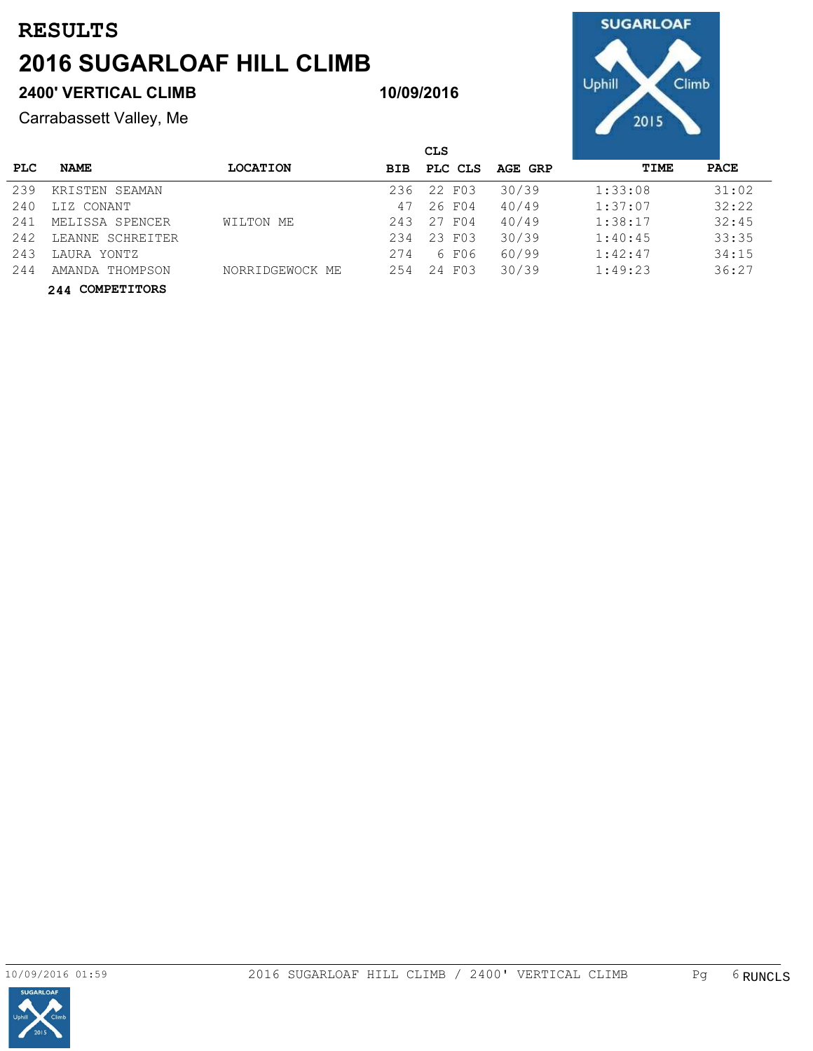# RESULTS

# 2016 SUGARLOAF HILL CLIMB

## 2400' VERTICAL CLIMB

**10/09/2016**

Carrabassett Valley, Me

| PLC | NAME | LOCATION | BIB | CLS PLC | CLS | AGE GRP | TIME | PACE |
|---|---|---|---|---|---|---|---|---|
| 239 | KRISTEN SEAMAN | | 236 | 22 | F03 | 30/39 | 1:33:08 | 31:02 |
| 240 | LIZ CONANT | | 47 | 26 | F04 | 40/49 | 1:37:07 | 32:22 |
| 241 | MELISSA SPENCER | WILTON ME | 243 | 27 | F04 | 40/49 | 1:38:17 | 32:45 |
| 242 | LEANNE SCHREITER | | 234 | 23 | F03 | 30/39 | 1:40:45 | 33:35 |
| 243 | LAURA YONTZ | | 274 | 6 | F06 | 60/99 | 1:42:47 | 34:15 |
| 244 | AMANDA THOMPSON | NORRIDGEWOCK ME | 254 | 24 | F03 | 30/39 | 1:49:23 | 36:27 |

**244 COMPETITORS**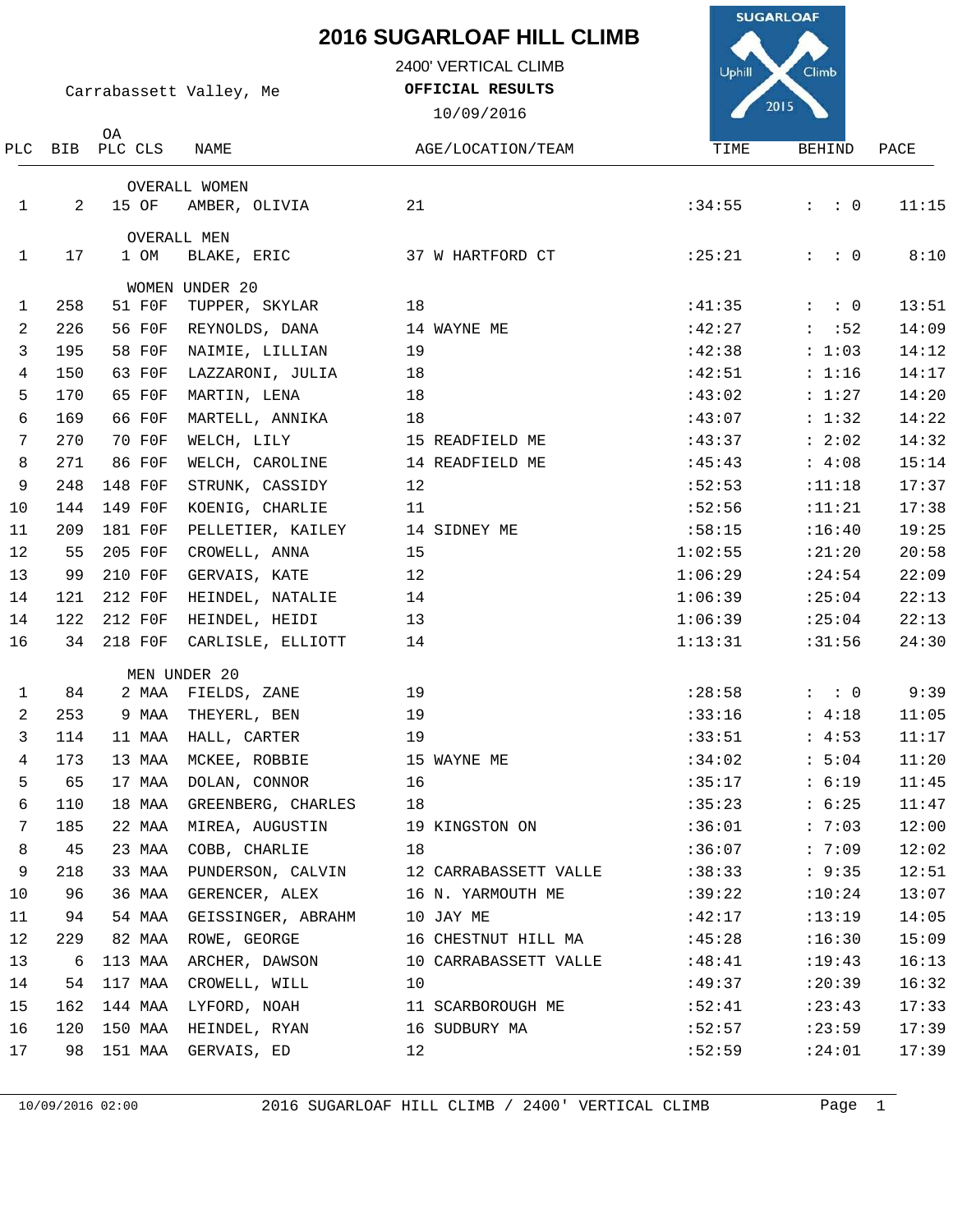# 2016 SUGARLOAF HILL CLIMB

2400' VERTICAL CLIMB

Carrabassett Valley, Me

**OFFICIAL RESULTS**

10/09/2016

| PLC | BIB | OA PLC | CLS | NAME | AGE/LOCATION/TEAM | TIME | BEHIND | PACE |
|---|---|---|---|---|---|---|---|---|
| | | | | **OVERALL WOMEN** | | | | |
| 1 | 2 | 15 | OF | AMBER, OLIVIA | 21 | :34:55 | : : 0 | 11:15 |
| | | | | **OVERALL MEN** | | | | |
| 1 | 17 | 1 | OM | BLAKE, ERIC | 37 W HARTFORD CT | :25:21 | : : 0 | 8:10 |
| | | | | **WOMEN UNDER 20** | | | | |
| 1 | 258 | 51 | F0F | TUPPER, SKYLAR | 18 | :41:35 | : : 0 | 13:51 |
| 2 | 226 | 56 | F0F | REYNOLDS, DANA | 14 WAYNE ME | :42:27 | : :52 | 14:09 |
| 3 | 195 | 58 | F0F | NAIMIE, LILLIAN | 19 | :42:38 | : 1:03 | 14:12 |
| 4 | 150 | 63 | F0F | LAZZARONI, JULIA | 18 | :42:51 | : 1:16 | 14:17 |
| 5 | 170 | 65 | F0F | MARTIN, LENA | 18 | :43:02 | : 1:27 | 14:20 |
| 6 | 169 | 66 | F0F | MARTELL, ANNIKA | 18 | :43:07 | : 1:32 | 14:22 |
| 7 | 270 | 70 | F0F | WELCH, LILY | 15 READFIELD ME | :43:37 | : 2:02 | 14:32 |
| 8 | 271 | 86 | F0F | WELCH, CAROLINE | 14 READFIELD ME | :45:43 | : 4:08 | 15:14 |
| 9 | 248 | 148 | F0F | STRUNK, CASSIDY | 12 | :52:53 | :11:18 | 17:37 |
| 10 | 144 | 149 | F0F | KOENIG, CHARLIE | 11 | :52:56 | :11:21 | 17:38 |
| 11 | 209 | 181 | F0F | PELLETIER, KAILEY | 14 SIDNEY ME | :58:15 | :16:40 | 19:25 |
| 12 | 55 | 205 | F0F | CROWELL, ANNA | 15 | 1:02:55 | :21:20 | 20:58 |
| 13 | 99 | 210 | F0F | GERVAIS, KATE | 12 | 1:06:29 | :24:54 | 22:09 |
| 14 | 121 | 212 | F0F | HEINDEL, NATALIE | 14 | 1:06:39 | :25:04 | 22:13 |
| 14 | 122 | 212 | F0F | HEINDEL, HEIDI | 13 | 1:06:39 | :25:04 | 22:13 |
| 16 | 34 | 218 | F0F | CARLISLE, ELLIOTT | 14 | 1:13:31 | :31:56 | 24:30 |
| | | | | **MEN UNDER 20** | | | | |
| 1 | 84 | 2 | MAA | FIELDS, ZANE | 19 | :28:58 | : : 0 | 9:39 |
| 2 | 253 | 9 | MAA | THEYERL, BEN | 19 | :33:16 | : 4:18 | 11:05 |
| 3 | 114 | 11 | MAA | HALL, CARTER | 19 | :33:51 | : 4:53 | 11:17 |
| 4 | 173 | 13 | MAA | MCKEE, ROBBIE | 15 WAYNE ME | :34:02 | : 5:04 | 11:20 |
| 5 | 65 | 17 | MAA | DOLAN, CONNOR | 16 | :35:17 | : 6:19 | 11:45 |
| 6 | 110 | 18 | MAA | GREENBERG, CHARLES | 18 | :35:23 | : 6:25 | 11:47 |
| 7 | 185 | 22 | MAA | MIREA, AUGUSTIN | 19 KINGSTON ON | :36:01 | : 7:03 | 12:00 |
| 8 | 45 | 23 | MAA | COBB, CHARLIE | 18 | :36:07 | : 7:09 | 12:02 |
| 9 | 218 | 33 | MAA | PUNDERSON, CALVIN | 12 CARRABASSETT VALLE | :38:33 | : 9:35 | 12:51 |
| 10 | 96 | 36 | MAA | GERENCER, ALEX | 16 N. YARMOUTH ME | :39:22 | :10:24 | 13:07 |
| 11 | 94 | 54 | MAA | GEISSINGER, ABRAHM | 10 JAY ME | :42:17 | :13:19 | 14:05 |
| 12 | 229 | 82 | MAA | ROWE, GEORGE | 16 CHESTNUT HILL MA | :45:28 | :16:30 | 15:09 |
| 13 | 6 | 113 | MAA | ARCHER, DAWSON | 10 CARRABASSETT VALLE | :48:41 | :19:43 | 16:13 |
| 14 | 54 | 117 | MAA | CROWELL, WILL | 10 | :49:37 | :20:39 | 16:32 |
| 15 | 162 | 144 | MAA | LYFORD, NOAH | 11 SCARBOROUGH ME | :52:41 | :23:43 | 17:33 |
| 16 | 120 | 150 | MAA | HEINDEL, RYAN | 16 SUDBURY MA | :52:57 | :23:59 | 17:39 |
| 17 | 98 | 151 | MAA | GERVAIS, ED | 12 | :52:59 | :24:01 | 17:39 |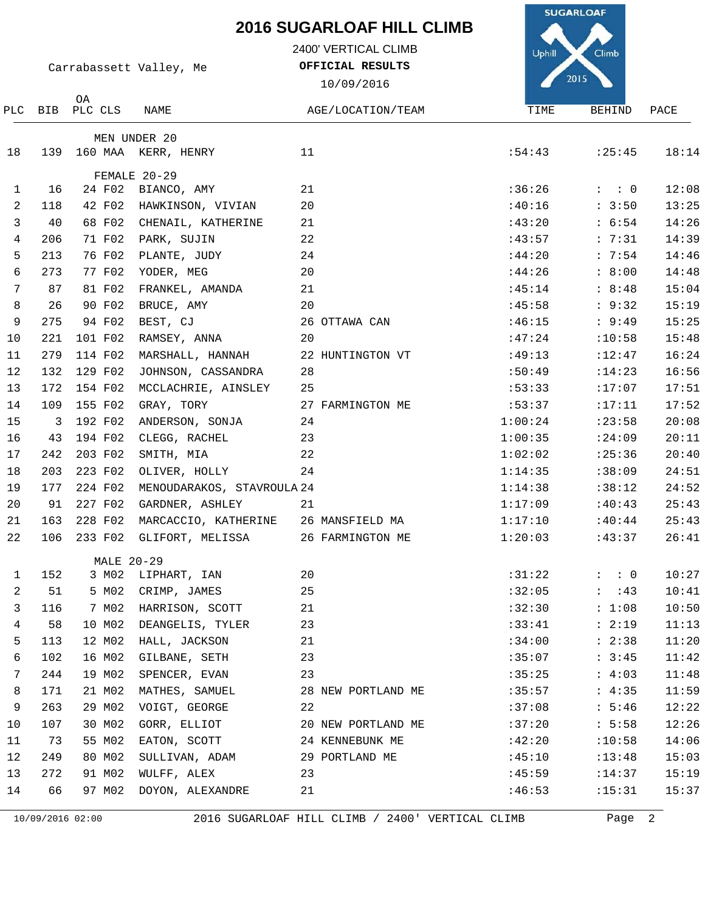# 2016 SUGARLOAF HILL CLIMB

2400' VERTICAL CLIMB

Carrabassett Valley, Me

**OFFICIAL RESULTS**

10/09/2016

| PLC | BIB | OA PLC | CLS | NAME | AGE/LOCATION/TEAM | TIME | BEHIND | PACE |
|---|---|---|---|---|---|---|---|---|
| | | | | MEN UNDER 20 | | | | |
| 18 | 139 | 160 | MAA | KERR, HENRY | 11 | :54:43 | :25:45 | 18:14 |
| | | | | FEMALE 20-29 | | | | |
| 1 | 16 | 24 | F02 | BIANCO, AMY | 21 | :36:26 | : : 0 | 12:08 |
| 2 | 118 | 42 | F02 | HAWKINSON, VIVIAN | 20 | :40:16 | : 3:50 | 13:25 |
| 3 | 40 | 68 | F02 | CHENAIL, KATHERINE | 21 | :43:20 | : 6:54 | 14:26 |
| 4 | 206 | 71 | F02 | PARK, SUJIN | 22 | :43:57 | : 7:31 | 14:39 |
| 5 | 213 | 76 | F02 | PLANTE, JUDY | 24 | :44:20 | : 7:54 | 14:46 |
| 6 | 273 | 77 | F02 | YODER, MEG | 20 | :44:26 | : 8:00 | 14:48 |
| 7 | 87 | 81 | F02 | FRANKEL, AMANDA | 21 | :45:14 | : 8:48 | 15:04 |
| 8 | 26 | 90 | F02 | BRUCE, AMY | 20 | :45:58 | : 9:32 | 15:19 |
| 9 | 275 | 94 | F02 | BEST, CJ | 26 OTTAWA CAN | :46:15 | : 9:49 | 15:25 |
| 10 | 221 | 101 | F02 | RAMSEY, ANNA | 20 | :47:24 | :10:58 | 15:48 |
| 11 | 279 | 114 | F02 | MARSHALL, HANNAH | 22 HUNTINGTON VT | :49:13 | :12:47 | 16:24 |
| 12 | 132 | 129 | F02 | JOHNSON, CASSANDRA | 28 | :50:49 | :14:23 | 16:56 |
| 13 | 172 | 154 | F02 | MCCLACHRIE, AINSLEY | 25 | :53:33 | :17:07 | 17:51 |
| 14 | 109 | 155 | F02 | GRAY, TORY | 27 FARMINGTON ME | :53:37 | :17:11 | 17:52 |
| 15 | 3 | 192 | F02 | ANDERSON, SONJA | 24 | 1:00:24 | :23:58 | 20:08 |
| 16 | 43 | 194 | F02 | CLEGG, RACHEL | 23 | 1:00:35 | :24:09 | 20:11 |
| 17 | 242 | 203 | F02 | SMITH, MIA | 22 | 1:02:02 | :25:36 | 20:40 |
| 18 | 203 | 223 | F02 | OLIVER, HOLLY | 24 | 1:14:35 | :38:09 | 24:51 |
| 19 | 177 | 224 | F02 | MENOUDARAKOS, STAVROULA | 24 | 1:14:38 | :38:12 | 24:52 |
| 20 | 91 | 227 | F02 | GARDNER, ASHLEY | 21 | 1:17:09 | :40:43 | 25:43 |
| 21 | 163 | 228 | F02 | MARCACCIO, KATHERINE | 26 MANSFIELD MA | 1:17:10 | :40:44 | 25:43 |
| 22 | 106 | 233 | F02 | GLIFORT, MELISSA | 26 FARMINGTON ME | 1:20:03 | :43:37 | 26:41 |
| | | | | MALE 20-29 | | | | |
| 1 | 152 | 3 | M02 | LIPHART, IAN | 20 | :31:22 | : : 0 | 10:27 |
| 2 | 51 | 5 | M02 | CRIMP, JAMES | 25 | :32:05 | : :43 | 10:41 |
| 3 | 116 | 7 | M02 | HARRISON, SCOTT | 21 | :32:30 | : 1:08 | 10:50 |
| 4 | 58 | 10 | M02 | DEANGELIS, TYLER | 23 | :33:41 | : 2:19 | 11:13 |
| 5 | 113 | 12 | M02 | HALL, JACKSON | 21 | :34:00 | : 2:38 | 11:20 |
| 6 | 102 | 16 | M02 | GILBANE, SETH | 23 | :35:07 | : 3:45 | 11:42 |
| 7 | 244 | 19 | M02 | SPENCER, EVAN | 23 | :35:25 | : 4:03 | 11:48 |
| 8 | 171 | 21 | M02 | MATHES, SAMUEL | 28 NEW PORTLAND ME | :35:57 | : 4:35 | 11:59 |
| 9 | 263 | 29 | M02 | VOIGT, GEORGE | 22 | :37:08 | : 5:46 | 12:22 |
| 10 | 107 | 30 | M02 | GORR, ELLIOT | 20 NEW PORTLAND ME | :37:20 | : 5:58 | 12:26 |
| 11 | 73 | 55 | M02 | EATON, SCOTT | 24 KENNEBUNK ME | :42:20 | :10:58 | 14:06 |
| 12 | 249 | 80 | M02 | SULLIVAN, ADAM | 29 PORTLAND ME | :45:10 | :13:48 | 15:03 |
| 13 | 272 | 91 | M02 | WULFF, ALEX | 23 | :45:59 | :14:37 | 15:19 |
| 14 | 66 | 97 | M02 | DOYON, ALEXANDRE | 21 | :46:53 | :15:31 | 15:37 |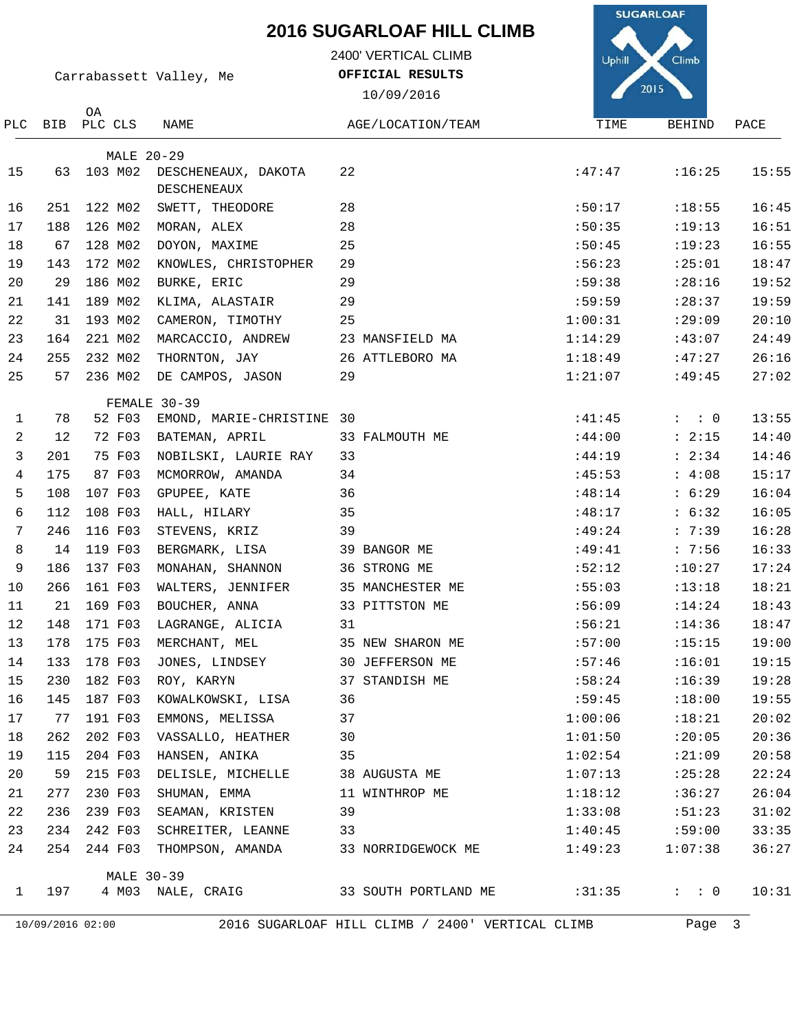# 2016 SUGARLOAF HILL CLIMB

2400' VERTICAL CLIMB

Carrabassett Valley, Me

**OFFICIAL RESULTS**

10/09/2016

| PLC | BIB | OA PLC | CLS | NAME | AGE/LOCATION/TEAM | TIME | BEHIND | PACE |
|---|---|---|---|---|---|---|---|---|
| | | | | **MALE 20-29** | | | | |
| 15 | 63 | 103 | M02 | DESCHENEAUX, DAKOTA DESCHENEAUX | 22 | :47:47 | :16:25 | 15:55 |
| 16 | 251 | 122 | M02 | SWETT, THEODORE | 28 | :50:17 | :18:55 | 16:45 |
| 17 | 188 | 126 | M02 | MORAN, ALEX | 28 | :50:35 | :19:13 | 16:51 |
| 18 | 67 | 128 | M02 | DOYON, MAXIME | 25 | :50:45 | :19:23 | 16:55 |
| 19 | 143 | 172 | M02 | KNOWLES, CHRISTOPHER | 29 | :56:23 | :25:01 | 18:47 |
| 20 | 29 | 186 | M02 | BURKE, ERIC | 29 | :59:38 | :28:16 | 19:52 |
| 21 | 141 | 189 | M02 | KLIMA, ALASTAIR | 29 | :59:59 | :28:37 | 19:59 |
| 22 | 31 | 193 | M02 | CAMERON, TIMOTHY | 25 | 1:00:31 | :29:09 | 20:10 |
| 23 | 164 | 221 | M02 | MARCACCIO, ANDREW | 23 MANSFIELD MA | 1:14:29 | :43:07 | 24:49 |
| 24 | 255 | 232 | M02 | THORNTON, JAY | 26 ATTLEBORO MA | 1:18:49 | :47:27 | 26:16 |
| 25 | 57 | 236 | M02 | DE CAMPOS, JASON | 29 | 1:21:07 | :49:45 | 27:02 |
| | | | | **FEMALE 30-39** | | | | |
| 1 | 78 | 52 | F03 | EMOND, MARIE-CHRISTINE | 30 | :41:45 | : : 0 | 13:55 |
| 2 | 12 | 72 | F03 | BATEMAN, APRIL | 33 FALMOUTH ME | :44:00 | : 2:15 | 14:40 |
| 3 | 201 | 75 | F03 | NOBILSKI, LAURIE RAY | 33 | :44:19 | : 2:34 | 14:46 |
| 4 | 175 | 87 | F03 | MCMORROW, AMANDA | 34 | :45:53 | : 4:08 | 15:17 |
| 5 | 108 | 107 | F03 | GPUPEE, KATE | 36 | :48:14 | : 6:29 | 16:04 |
| 6 | 112 | 108 | F03 | HALL, HILARY | 35 | :48:17 | : 6:32 | 16:05 |
| 7 | 246 | 116 | F03 | STEVENS, KRIZ | 39 | :49:24 | : 7:39 | 16:28 |
| 8 | 14 | 119 | F03 | BERGMARK, LISA | 39 BANGOR ME | :49:41 | : 7:56 | 16:33 |
| 9 | 186 | 137 | F03 | MONAHAN, SHANNON | 36 STRONG ME | :52:12 | :10:27 | 17:24 |
| 10 | 266 | 161 | F03 | WALTERS, JENNIFER | 35 MANCHESTER ME | :55:03 | :13:18 | 18:21 |
| 11 | 21 | 169 | F03 | BOUCHER, ANNA | 33 PITTSTON ME | :56:09 | :14:24 | 18:43 |
| 12 | 148 | 171 | F03 | LAGRANGE, ALICIA | 31 | :56:21 | :14:36 | 18:47 |
| 13 | 178 | 175 | F03 | MERCHANT, MEL | 35 NEW SHARON ME | :57:00 | :15:15 | 19:00 |
| 14 | 133 | 178 | F03 | JONES, LINDSEY | 30 JEFFERSON ME | :57:46 | :16:01 | 19:15 |
| 15 | 230 | 182 | F03 | ROY, KARYN | 37 STANDISH ME | :58:24 | :16:39 | 19:28 |
| 16 | 145 | 187 | F03 | KOWALKOWSKI, LISA | 36 | :59:45 | :18:00 | 19:55 |
| 17 | 77 | 191 | F03 | EMMONS, MELISSA | 37 | 1:00:06 | :18:21 | 20:02 |
| 18 | 262 | 202 | F03 | VASSALLO, HEATHER | 30 | 1:01:50 | :20:05 | 20:36 |
| 19 | 115 | 204 | F03 | HANSEN, ANIKA | 35 | 1:02:54 | :21:09 | 20:58 |
| 20 | 59 | 215 | F03 | DELISLE, MICHELLE | 38 AUGUSTA ME | 1:07:13 | :25:28 | 22:24 |
| 21 | 277 | 230 | F03 | SHUMAN, EMMA | 11 WINTHROP ME | 1:18:12 | :36:27 | 26:04 |
| 22 | 236 | 239 | F03 | SEAMAN, KRISTEN | 39 | 1:33:08 | :51:23 | 31:02 |
| 23 | 234 | 242 | F03 | SCHREITER, LEANNE | 33 | 1:40:45 | :59:00 | 33:35 |
| 24 | 254 | 244 | F03 | THOMPSON, AMANDA | 33 NORRIDGEWOCK ME | 1:49:23 | 1:07:38 | 36:27 |
| | | | | **MALE 30-39** | | | | |
| 1 | 197 | 4 | M03 | NALE, CRAIG | 33 SOUTH PORTLAND ME | :31:35 | : : 0 | 10:31 |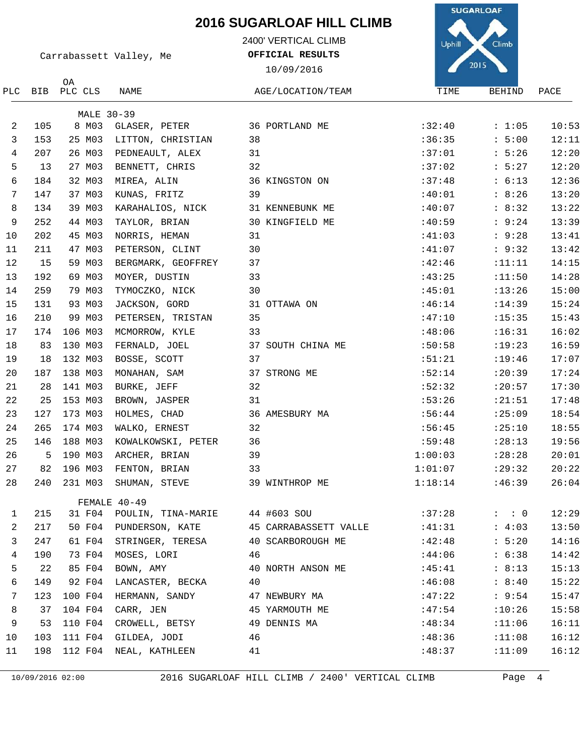# 2016 SUGARLOAF HILL CLIMB

2400' VERTICAL CLIMB

Carrabassett Valley, Me

**OFFICIAL RESULTS**

10/09/2016

| PLC | BIB | OA PLC | CLS | NAME | AGE/LOCATION/TEAM | TIME | BEHIND | PACE |
|---|---|---|---|---|---|---|---|---|
| | | | | **MALE 30-39** | | | | |
| 2 | 105 | 8 | M03 | GLASER, PETER | 36 PORTLAND ME | :32:40 | : 1:05 | 10:53 |
| 3 | 153 | 25 | M03 | LITTON, CHRISTIAN | 38 | :36:35 | : 5:00 | 12:11 |
| 4 | 207 | 26 | M03 | PEDNEAULT, ALEX | 31 | :37:01 | : 5:26 | 12:20 |
| 5 | 13 | 27 | M03 | BENNETT, CHRIS | 32 | :37:02 | : 5:27 | 12:20 |
| 6 | 184 | 32 | M03 | MIREA, ALIN | 36 KINGSTON ON | :37:48 | : 6:13 | 12:36 |
| 7 | 147 | 37 | M03 | KUNAS, FRITZ | 39 | :40:01 | : 8:26 | 13:20 |
| 8 | 134 | 39 | M03 | KARAHALIOS, NICK | 31 KENNEBUNK ME | :40:07 | : 8:32 | 13:22 |
| 9 | 252 | 44 | M03 | TAYLOR, BRIAN | 30 KINGFIELD ME | :40:59 | : 9:24 | 13:39 |
| 10 | 202 | 45 | M03 | NORRIS, HEMAN | 31 | :41:03 | : 9:28 | 13:41 |
| 11 | 211 | 47 | M03 | PETERSON, CLINT | 30 | :41:07 | : 9:32 | 13:42 |
| 12 | 15 | 59 | M03 | BERGMARK, GEOFFREY | 37 | :42:46 | :11:11 | 14:15 |
| 13 | 192 | 69 | M03 | MOYER, DUSTIN | 33 | :43:25 | :11:50 | 14:28 |
| 14 | 259 | 79 | M03 | TYMOCZKO, NICK | 30 | :45:01 | :13:26 | 15:00 |
| 15 | 131 | 93 | M03 | JACKSON, GORD | 31 OTTAWA ON | :46:14 | :14:39 | 15:24 |
| 16 | 210 | 99 | M03 | PETERSEN, TRISTAN | 35 | :47:10 | :15:35 | 15:43 |
| 17 | 174 | 106 | M03 | MCMORROW, KYLE | 33 | :48:06 | :16:31 | 16:02 |
| 18 | 83 | 130 | M03 | FERNALD, JOEL | 37 SOUTH CHINA ME | :50:58 | :19:23 | 16:59 |
| 19 | 18 | 132 | M03 | BOSSE, SCOTT | 37 | :51:21 | :19:46 | 17:07 |
| 20 | 187 | 138 | M03 | MONAHAN, SAM | 37 STRONG ME | :52:14 | :20:39 | 17:24 |
| 21 | 28 | 141 | M03 | BURKE, JEFF | 32 | :52:32 | :20:57 | 17:30 |
| 22 | 25 | 153 | M03 | BROWN, JASPER | 31 | :53:26 | :21:51 | 17:48 |
| 23 | 127 | 173 | M03 | HOLMES, CHAD | 36 AMESBURY MA | :56:44 | :25:09 | 18:54 |
| 24 | 265 | 174 | M03 | WALKO, ERNEST | 32 | :56:45 | :25:10 | 18:55 |
| 25 | 146 | 188 | M03 | KOWALKOWSKI, PETER | 36 | :59:48 | :28:13 | 19:56 |
| 26 | 5 | 190 | M03 | ARCHER, BRIAN | 39 | 1:00:03 | :28:28 | 20:01 |
| 27 | 82 | 196 | M03 | FENTON, BRIAN | 33 | 1:01:07 | :29:32 | 20:22 |
| 28 | 240 | 231 | M03 | SHUMAN, STEVE | 39 WINTHROP ME | 1:18:14 | :46:39 | 26:04 |
| | | | | **FEMALE 40-49** | | | | |
| 1 | 215 | 31 | F04 | POULIN, TINA-MARIE | 44 #603 SOU | :37:28 | : : 0 | 12:29 |
| 2 | 217 | 50 | F04 | PUNDERSON, KATE | 45 CARRABASSETT VALLE | :41:31 | : 4:03 | 13:50 |
| 3 | 247 | 61 | F04 | STRINGER, TERESA | 40 SCARBOROUGH ME | :42:48 | : 5:20 | 14:16 |
| 4 | 190 | 73 | F04 | MOSES, LORI | 46 | :44:06 | : 6:38 | 14:42 |
| 5 | 22 | 85 | F04 | BOWN, AMY | 40 NORTH ANSON ME | :45:41 | : 8:13 | 15:13 |
| 6 | 149 | 92 | F04 | LANCASTER, BECKA | 40 | :46:08 | : 8:40 | 15:22 |
| 7 | 123 | 100 | F04 | HERMANN, SANDY | 47 NEWBURY MA | :47:22 | : 9:54 | 15:47 |
| 8 | 37 | 104 | F04 | CARR, JEN | 45 YARMOUTH ME | :47:54 | :10:26 | 15:58 |
| 9 | 53 | 110 | F04 | CROWELL, BETSY | 49 DENNIS MA | :48:34 | :11:06 | 16:11 |
| 10 | 103 | 111 | F04 | GILDEA, JODI | 46 | :48:36 | :11:08 | 16:12 |
| 11 | 198 | 112 | F04 | NEAL, KATHLEEN | 41 | :48:37 | :11:09 | 16:12 |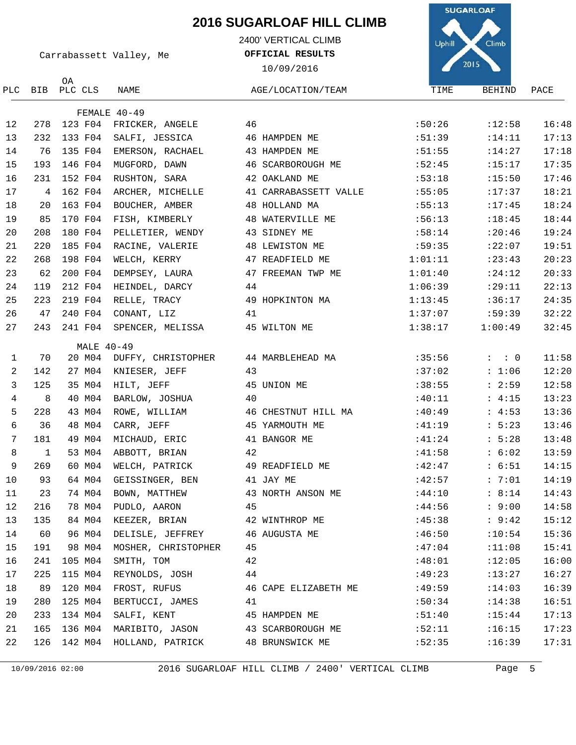# 2016 SUGARLOAF HILL CLIMB

2400' VERTICAL CLIMB

Carrabassett Valley, Me

**OFFICIAL RESULTS**

10/09/2016

| PLC | BIB | OA PLC | CLS | NAME | AGE/LOCATION/TEAM | TIME | BEHIND | PACE |
|---|---|---|---|---|---|---|---|---|
| | | | | FEMALE 40-49 | | | | |
| 12 | 278 | 123 | F04 | FRICKER, ANGELE | 46 | :50:26 | :12:58 | 16:48 |
| 13 | 232 | 133 | F04 | SALFI, JESSICA | 46 HAMPDEN ME | :51:39 | :14:11 | 17:13 |
| 14 | 76 | 135 | F04 | EMERSON, RACHAEL | 43 HAMPDEN ME | :51:55 | :14:27 | 17:18 |
| 15 | 193 | 146 | F04 | MUGFORD, DAWN | 46 SCARBOROUGH ME | :52:45 | :15:17 | 17:35 |
| 16 | 231 | 152 | F04 | RUSHTON, SARA | 42 OAKLAND ME | :53:18 | :15:50 | 17:46 |
| 17 | 4 | 162 | F04 | ARCHER, MICHELLE | 41 CARRABASSETT VALLE | :55:05 | :17:37 | 18:21 |
| 18 | 20 | 163 | F04 | BOUCHER, AMBER | 48 HOLLAND MA | :55:13 | :17:45 | 18:24 |
| 19 | 85 | 170 | F04 | FISH, KIMBERLY | 48 WATERVILLE ME | :56:13 | :18:45 | 18:44 |
| 20 | 208 | 180 | F04 | PELLETIER, WENDY | 43 SIDNEY ME | :58:14 | :20:46 | 19:24 |
| 21 | 220 | 185 | F04 | RACINE, VALERIE | 48 LEWISTON ME | :59:35 | :22:07 | 19:51 |
| 22 | 268 | 198 | F04 | WELCH, KERRY | 47 READFIELD ME | 1:01:11 | :23:43 | 20:23 |
| 23 | 62 | 200 | F04 | DEMPSEY, LAURA | 47 FREEMAN TWP ME | 1:01:40 | :24:12 | 20:33 |
| 24 | 119 | 212 | F04 | HEINDEL, DARCY | 44 | 1:06:39 | :29:11 | 22:13 |
| 25 | 223 | 219 | F04 | RELLE, TRACY | 49 HOPKINTON MA | 1:13:45 | :36:17 | 24:35 |
| 26 | 47 | 240 | F04 | CONANT, LIZ | 41 | 1:37:07 | :59:39 | 32:22 |
| 27 | 243 | 241 | F04 | SPENCER, MELISSA | 45 WILTON ME | 1:38:17 | 1:00:49 | 32:45 |
| | | | | MALE 40-49 | | | | |
| 1 | 70 | 20 | M04 | DUFFY, CHRISTOPHER | 44 MARBLEHEAD MA | :35:56 | : : 0 | 11:58 |
| 2 | 142 | 27 | M04 | KNIESER, JEFF | 43 | :37:02 | : 1:06 | 12:20 |
| 3 | 125 | 35 | M04 | HILT, JEFF | 45 UNION ME | :38:55 | : 2:59 | 12:58 |
| 4 | 8 | 40 | M04 | BARLOW, JOSHUA | 40 | :40:11 | : 4:15 | 13:23 |
| 5 | 228 | 43 | M04 | ROWE, WILLIAM | 46 CHESTNUT HILL MA | :40:49 | : 4:53 | 13:36 |
| 6 | 36 | 48 | M04 | CARR, JEFF | 45 YARMOUTH ME | :41:19 | : 5:23 | 13:46 |
| 7 | 181 | 49 | M04 | MICHAUD, ERIC | 41 BANGOR ME | :41:24 | : 5:28 | 13:48 |
| 8 | 1 | 53 | M04 | ABBOTT, BRIAN | 42 | :41:58 | : 6:02 | 13:59 |
| 9 | 269 | 60 | M04 | WELCH, PATRICK | 49 READFIELD ME | :42:47 | : 6:51 | 14:15 |
| 10 | 93 | 64 | M04 | GEISSINGER, BEN | 41 JAY ME | :42:57 | : 7:01 | 14:19 |
| 11 | 23 | 74 | M04 | BOWN, MATTHEW | 43 NORTH ANSON ME | :44:10 | : 8:14 | 14:43 |
| 12 | 216 | 78 | M04 | PUDLO, AARON | 45 | :44:56 | : 9:00 | 14:58 |
| 13 | 135 | 84 | M04 | KEEZER, BRIAN | 42 WINTHROP ME | :45:38 | : 9:42 | 15:12 |
| 14 | 60 | 96 | M04 | DELISLE, JEFFREY | 46 AUGUSTA ME | :46:50 | :10:54 | 15:36 |
| 15 | 191 | 98 | M04 | MOSHER, CHRISTOPHER | 45 | :47:04 | :11:08 | 15:41 |
| 16 | 241 | 105 | M04 | SMITH, TOM | 42 | :48:01 | :12:05 | 16:00 |
| 17 | 225 | 115 | M04 | REYNOLDS, JOSH | 44 | :49:23 | :13:27 | 16:27 |
| 18 | 89 | 120 | M04 | FROST, RUFUS | 46 CAPE ELIZABETH ME | :49:59 | :14:03 | 16:39 |
| 19 | 280 | 125 | M04 | BERTUCCI, JAMES | 41 | :50:34 | :14:38 | 16:51 |
| 20 | 233 | 134 | M04 | SALFI, KENT | 45 HAMPDEN ME | :51:40 | :15:44 | 17:13 |
| 21 | 165 | 136 | M04 | MARIBITO, JASON | 43 SCARBOROUGH ME | :52:11 | :16:15 | 17:23 |
| 22 | 126 | 142 | M04 | HOLLAND, PATRICK | 48 BRUNSWICK ME | :52:35 | :16:39 | 17:31 |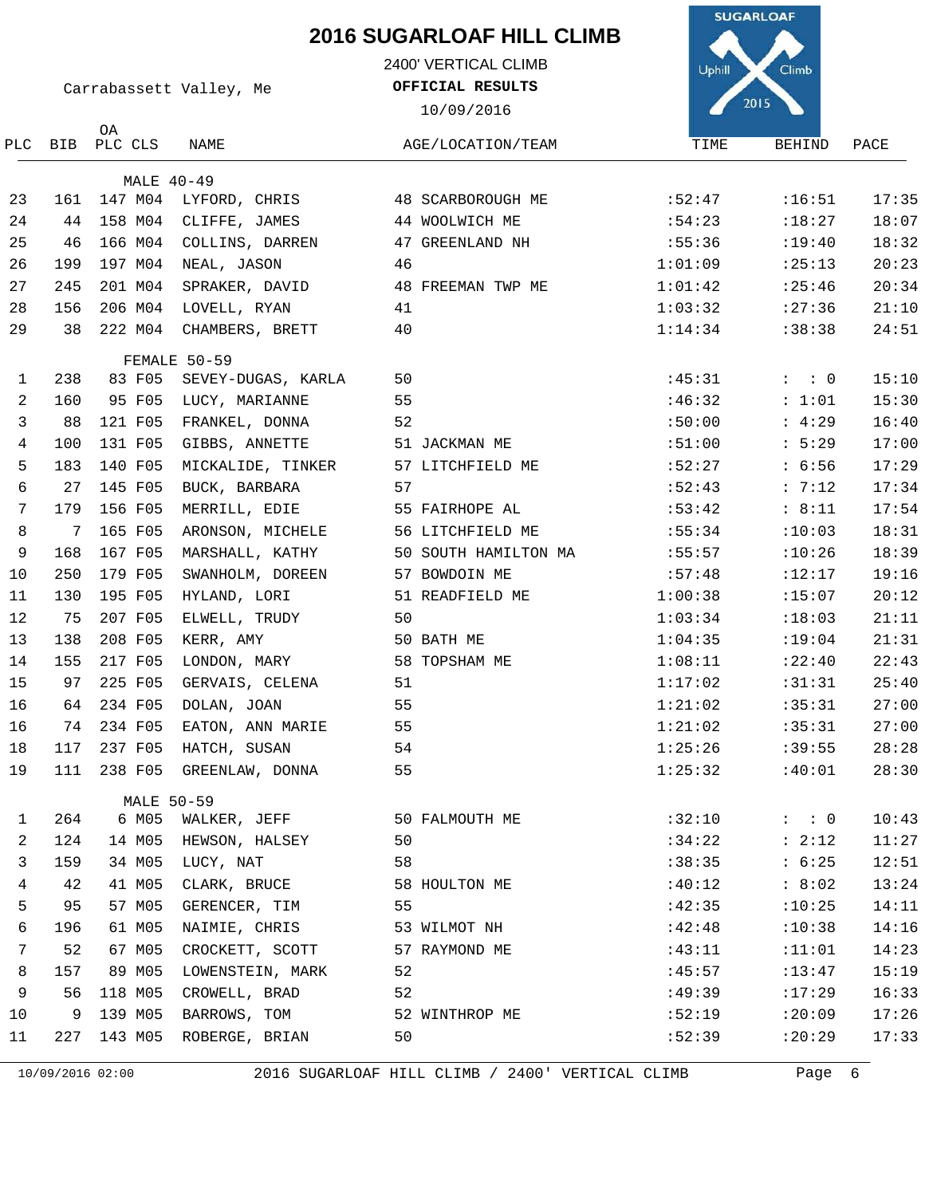# 2016 SUGARLOAF HILL CLIMB

2400' VERTICAL CLIMB

Carrabassett Valley, Me

**OFFICIAL RESULTS**

10/09/2016

| PLC | BIB | OA PLC | CLS | NAME | AGE/LOCATION/TEAM | TIME | BEHIND | PACE |
|---|---|---|---|---|---|---|---|---|
| | | | | MALE 40-49 | | | | |
| 23 | 161 | 147 | M04 | LYFORD, CHRIS | 48 SCARBOROUGH ME | :52:47 | :16:51 | 17:35 |
| 24 | 44 | 158 | M04 | CLIFFE, JAMES | 44 WOOLWICH ME | :54:23 | :18:27 | 18:07 |
| 25 | 46 | 166 | M04 | COLLINS, DARREN | 47 GREENLAND NH | :55:36 | :19:40 | 18:32 |
| 26 | 199 | 197 | M04 | NEAL, JASON | 46 | 1:01:09 | :25:13 | 20:23 |
| 27 | 245 | 201 | M04 | SPRAKER, DAVID | 48 FREEMAN TWP ME | 1:01:42 | :25:46 | 20:34 |
| 28 | 156 | 206 | M04 | LOVELL, RYAN | 41 | 1:03:32 | :27:36 | 21:10 |
| 29 | 38 | 222 | M04 | CHAMBERS, BRETT | 40 | 1:14:34 | :38:38 | 24:51 |
| | | | | FEMALE 50-59 | | | | |
| 1 | 238 | 83 | F05 | SEVEY-DUGAS, KARLA | 50 | :45:31 | : : 0 | 15:10 |
| 2 | 160 | 95 | F05 | LUCY, MARIANNE | 55 | :46:32 | : 1:01 | 15:30 |
| 3 | 88 | 121 | F05 | FRANKEL, DONNA | 52 | :50:00 | : 4:29 | 16:40 |
| 4 | 100 | 131 | F05 | GIBBS, ANNETTE | 51 JACKMAN ME | :51:00 | : 5:29 | 17:00 |
| 5 | 183 | 140 | F05 | MICKALIDE, TINKER | 57 LITCHFIELD ME | :52:27 | : 6:56 | 17:29 |
| 6 | 27 | 145 | F05 | BUCK, BARBARA | 57 | :52:43 | : 7:12 | 17:34 |
| 7 | 179 | 156 | F05 | MERRILL, EDIE | 55 FAIRHOPE AL | :53:42 | : 8:11 | 17:54 |
| 8 | 7 | 165 | F05 | ARONSON, MICHELE | 56 LITCHFIELD ME | :55:34 | :10:03 | 18:31 |
| 9 | 168 | 167 | F05 | MARSHALL, KATHY | 50 SOUTH HAMILTON MA | :55:57 | :10:26 | 18:39 |
| 10 | 250 | 179 | F05 | SWANHOLM, DOREEN | 57 BOWDOIN ME | :57:48 | :12:17 | 19:16 |
| 11 | 130 | 195 | F05 | HYLAND, LORI | 51 READFIELD ME | 1:00:38 | :15:07 | 20:12 |
| 12 | 75 | 207 | F05 | ELWELL, TRUDY | 50 | 1:03:34 | :18:03 | 21:11 |
| 13 | 138 | 208 | F05 | KERR, AMY | 50 BATH ME | 1:04:35 | :19:04 | 21:31 |
| 14 | 155 | 217 | F05 | LONDON, MARY | 58 TOPSHAM ME | 1:08:11 | :22:40 | 22:43 |
| 15 | 97 | 225 | F05 | GERVAIS, CELENA | 51 | 1:17:02 | :31:31 | 25:40 |
| 16 | 64 | 234 | F05 | DOLAN, JOAN | 55 | 1:21:02 | :35:31 | 27:00 |
| 16 | 74 | 234 | F05 | EATON, ANN MARIE | 55 | 1:21:02 | :35:31 | 27:00 |
| 18 | 117 | 237 | F05 | HATCH, SUSAN | 54 | 1:25:26 | :39:55 | 28:28 |
| 19 | 111 | 238 | F05 | GREENLAW, DONNA | 55 | 1:25:32 | :40:01 | 28:30 |
| | | | | MALE 50-59 | | | | |
| 1 | 264 | 6 | M05 | WALKER, JEFF | 50 FALMOUTH ME | :32:10 | : : 0 | 10:43 |
| 2 | 124 | 14 | M05 | HEWSON, HALSEY | 50 | :34:22 | : 2:12 | 11:27 |
| 3 | 159 | 34 | M05 | LUCY, NAT | 58 | :38:35 | : 6:25 | 12:51 |
| 4 | 42 | 41 | M05 | CLARK, BRUCE | 58 HOULTON ME | :40:12 | : 8:02 | 13:24 |
| 5 | 95 | 57 | M05 | GERENCER, TIM | 55 | :42:35 | :10:25 | 14:11 |
| 6 | 196 | 61 | M05 | NAIMIE, CHRIS | 53 WILMOT NH | :42:48 | :10:38 | 14:16 |
| 7 | 52 | 67 | M05 | CROCKETT, SCOTT | 57 RAYMOND ME | :43:11 | :11:01 | 14:23 |
| 8 | 157 | 89 | M05 | LOWENSTEIN, MARK | 52 | :45:57 | :13:47 | 15:19 |
| 9 | 56 | 118 | M05 | CROWELL, BRAD | 52 | :49:39 | :17:29 | 16:33 |
| 10 | 9 | 139 | M05 | BARROWS, TOM | 52 WINTHROP ME | :52:19 | :20:09 | 17:26 |
| 11 | 227 | 143 | M05 | ROBERGE, BRIAN | 50 | :52:39 | :20:29 | 17:33 |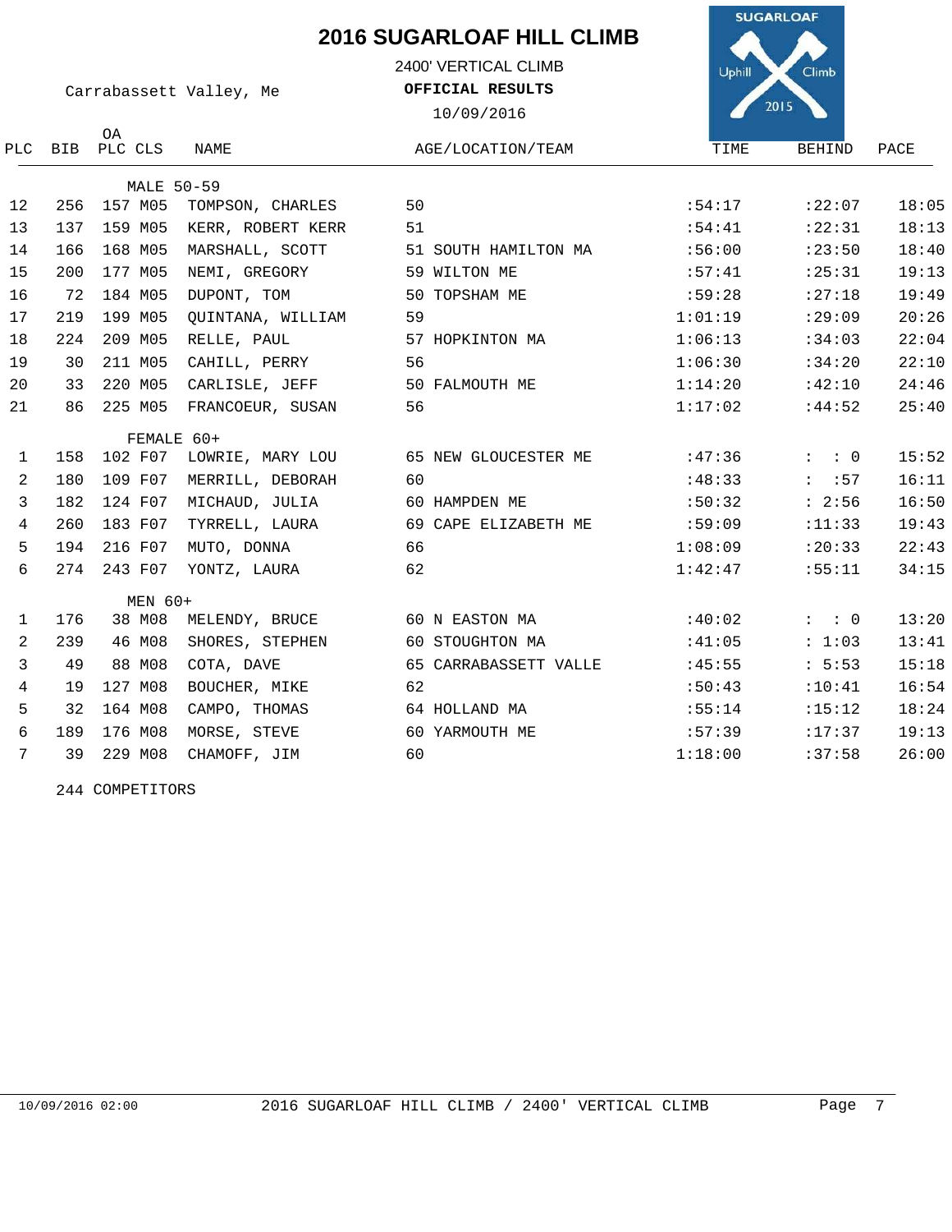# 2016 SUGARLOAF HILL CLIMB

2400' VERTICAL CLIMB

Carrabassett Valley, Me

**OFFICIAL RESULTS**

10/09/2016

| PLC | BIB | OA PLC | CLS | NAME | AGE/LOCATION/TEAM | TIME | BEHIND | PACE |
|---|---|---|---|---|---|---|---|---|
| | | | | MALE 50-59 | | | | |
| 12 | 256 | 157 | M05 | TOMPSON, CHARLES | 50 | :54:17 | :22:07 | 18:05 |
| 13 | 137 | 159 | M05 | KERR, ROBERT KERR | 51 | :54:41 | :22:31 | 18:13 |
| 14 | 166 | 168 | M05 | MARSHALL, SCOTT | 51 SOUTH HAMILTON MA | :56:00 | :23:50 | 18:40 |
| 15 | 200 | 177 | M05 | NEMI, GREGORY | 59 WILTON ME | :57:41 | :25:31 | 19:13 |
| 16 | 72 | 184 | M05 | DUPONT, TOM | 50 TOPSHAM ME | :59:28 | :27:18 | 19:49 |
| 17 | 219 | 199 | M05 | QUINTANA, WILLIAM | 59 | 1:01:19 | :29:09 | 20:26 |
| 18 | 224 | 209 | M05 | RELLE, PAUL | 57 HOPKINTON MA | 1:06:13 | :34:03 | 22:04 |
| 19 | 30 | 211 | M05 | CAHILL, PERRY | 56 | 1:06:30 | :34:20 | 22:10 |
| 20 | 33 | 220 | M05 | CARLISLE, JEFF | 50 FALMOUTH ME | 1:14:20 | :42:10 | 24:46 |
| 21 | 86 | 225 | M05 | FRANCOEUR, SUSAN | 56 | 1:17:02 | :44:52 | 25:40 |
| | | | | FEMALE 60+ | | | | |
| 1 | 158 | 102 | F07 | LOWRIE, MARY LOU | 65 NEW GLOUCESTER ME | :47:36 | : : 0 | 15:52 |
| 2 | 180 | 109 | F07 | MERRILL, DEBORAH | 60 | :48:33 | : :57 | 16:11 |
| 3 | 182 | 124 | F07 | MICHAUD, JULIA | 60 HAMPDEN ME | :50:32 | : 2:56 | 16:50 |
| 4 | 260 | 183 | F07 | TYRRELL, LAURA | 69 CAPE ELIZABETH ME | :59:09 | :11:33 | 19:43 |
| 5 | 194 | 216 | F07 | MUTO, DONNA | 66 | 1:08:09 | :20:33 | 22:43 |
| 6 | 274 | 243 | F07 | YONTZ, LAURA | 62 | 1:42:47 | :55:11 | 34:15 |
| | | | | MEN 60+ | | | | |
| 1 | 176 | 38 | M08 | MELENDY, BRUCE | 60 N EASTON MA | :40:02 | : : 0 | 13:20 |
| 2 | 239 | 46 | M08 | SHORES, STEPHEN | 60 STOUGHTON MA | :41:05 | : 1:03 | 13:41 |
| 3 | 49 | 88 | M08 | COTA, DAVE | 65 CARRABASSETT VALLE | :45:55 | : 5:53 | 15:18 |
| 4 | 19 | 127 | M08 | BOUCHER, MIKE | 62 | :50:43 | :10:41 | 16:54 |
| 5 | 32 | 164 | M08 | CAMPO, THOMAS | 64 HOLLAND MA | :55:14 | :15:12 | 18:24 |
| 6 | 189 | 176 | M08 | MORSE, STEVE | 60 YARMOUTH ME | :57:39 | :17:37 | 19:13 |
| 7 | 39 | 229 | M08 | CHAMOFF, JIM | 60 | 1:18:00 | :37:58 | 26:00 |

244 COMPETITORS